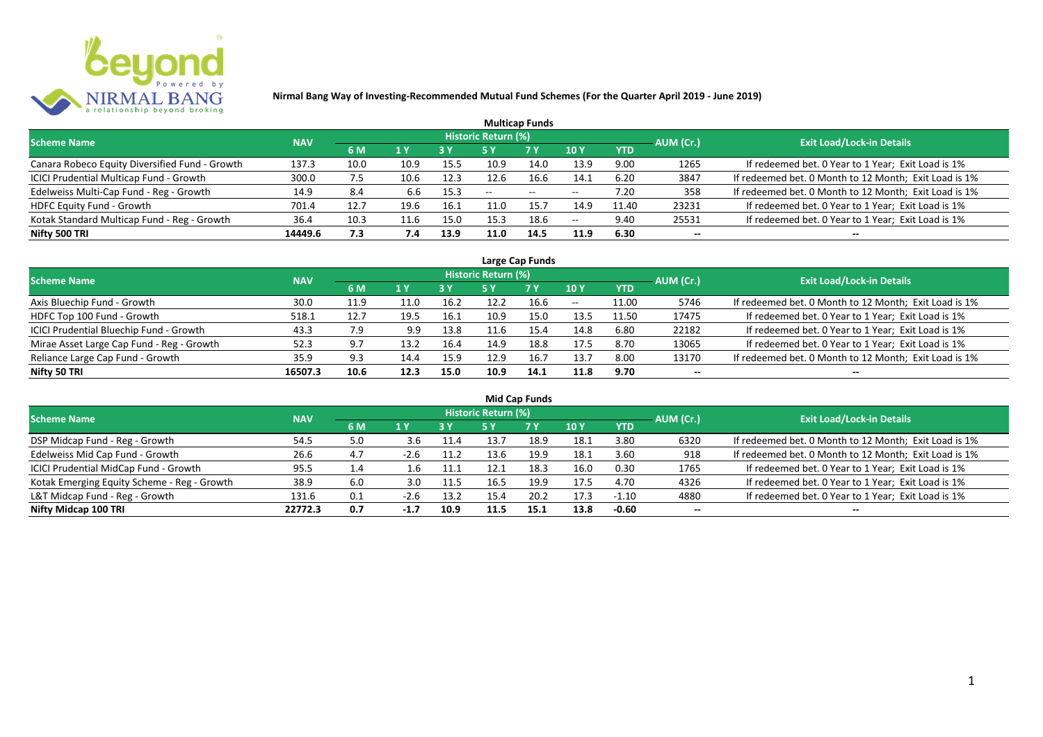**Nirmal Bang Way of Investing-Recommended Mutual Fund Schemes (For the Quarter April 2019 - June 2019)**

## Multicap Funds

| Scheme Name | NAV | Historic Return (%) | | | | | | | AUM (Cr.) | Exit Load/Lock-in Details |
|---|---|---|---|---|---|---|---|---|---|---|
| | | 6 M | 1 Y | 3 Y | 5 Y | 7 Y | 10 Y | YTD | | |
| Canara Robeco Equity Diversified Fund - Growth | 137.3 | 10.0 | 10.9 | 15.5 | 10.9 | 14.0 | 13.9 | 9.00 | 1265 | If redeemed bet. 0 Year to 1 Year; Exit Load is 1% |
| ICICI Prudential Multicap Fund - Growth | 300.0 | 7.5 | 10.6 | 12.3 | 12.6 | 16.6 | 14.1 | 6.20 | 3847 | If redeemed bet. 0 Month to 12 Month; Exit Load is 1% |
| Edelweiss Multi-Cap Fund - Reg - Growth | 14.9 | 8.4 | 6.6 | 15.3 | -- | -- | -- | 7.20 | 358 | If redeemed bet. 0 Month to 12 Month; Exit Load is 1% |
| HDFC Equity Fund - Growth | 701.4 | 12.7 | 19.6 | 16.1 | 11.0 | 15.7 | 14.9 | 11.40 | 23231 | If redeemed bet. 0 Year to 1 Year; Exit Load is 1% |
| Kotak Standard Multicap Fund - Reg - Growth | 36.4 | 10.3 | 11.6 | 15.0 | 15.3 | 18.6 | -- | 9.40 | 25531 | If redeemed bet. 0 Year to 1 Year; Exit Load is 1% |
| **Nifty 500 TRI** | **14449.6** | **7.3** | **7.4** | **13.9** | **11.0** | **14.5** | **11.9** | **6.30** | **--** | **--** |

## Large Cap Funds

| Scheme Name | NAV | Historic Return (%) | | | | | | | AUM (Cr.) | Exit Load/Lock-in Details |
|---|---|---|---|---|---|---|---|---|---|---|
| | | 6 M | 1 Y | 3 Y | 5 Y | 7 Y | 10 Y | YTD | | |
| Axis Bluechip Fund - Growth | 30.0 | 11.9 | 11.0 | 16.2 | 12.2 | 16.6 | -- | 11.00 | 5746 | If redeemed bet. 0 Month to 12 Month; Exit Load is 1% |
| HDFC Top 100 Fund - Growth | 518.1 | 12.7 | 19.5 | 16.1 | 10.9 | 15.0 | 13.5 | 11.50 | 17475 | If redeemed bet. 0 Year to 1 Year; Exit Load is 1% |
| ICICI Prudential Bluechip Fund - Growth | 43.3 | 7.9 | 9.9 | 13.8 | 11.6 | 15.4 | 14.8 | 6.80 | 22182 | If redeemed bet. 0 Year to 1 Year; Exit Load is 1% |
| Mirae Asset Large Cap Fund - Reg - Growth | 52.3 | 9.7 | 13.2 | 16.4 | 14.9 | 18.8 | 17.5 | 8.70 | 13065 | If redeemed bet. 0 Year to 1 Year; Exit Load is 1% |
| Reliance Large Cap Fund - Growth | 35.9 | 9.3 | 14.4 | 15.9 | 12.9 | 16.7 | 13.7 | 8.00 | 13170 | If redeemed bet. 0 Month to 12 Month; Exit Load is 1% |
| **Nifty 50 TRI** | **16507.3** | **10.6** | **12.3** | **15.0** | **10.9** | **14.1** | **11.8** | **9.70** | **--** | **--** |

## Mid Cap Funds

| Scheme Name | NAV | Historic Return (%) | | | | | | | AUM (Cr.) | Exit Load/Lock-in Details |
|---|---|---|---|---|---|---|---|---|---|---|
| | | 6 M | 1 Y | 3 Y | 5 Y | 7 Y | 10 Y | YTD | | |
| DSP Midcap Fund - Reg - Growth | 54.5 | 5.0 | 3.6 | 11.4 | 13.7 | 18.9 | 18.1 | 3.80 | 6320 | If redeemed bet. 0 Month to 12 Month; Exit Load is 1% |
| Edelweiss Mid Cap Fund - Growth | 26.6 | 4.7 | -2.6 | 11.2 | 13.6 | 19.9 | 18.1 | 3.60 | 918 | If redeemed bet. 0 Month to 12 Month; Exit Load is 1% |
| ICICI Prudential MidCap Fund - Growth | 95.5 | 1.4 | 1.6 | 11.1 | 12.1 | 18.3 | 16.0 | 0.30 | 1765 | If redeemed bet. 0 Year to 1 Year; Exit Load is 1% |
| Kotak Emerging Equity Scheme - Reg - Growth | 38.9 | 6.0 | 3.0 | 11.5 | 16.5 | 19.9 | 17.5 | 4.70 | 4326 | If redeemed bet. 0 Year to 1 Year; Exit Load is 1% |
| L&T Midcap Fund - Reg - Growth | 131.6 | 0.1 | -2.6 | 13.2 | 15.4 | 20.2 | 17.3 | -1.10 | 4880 | If redeemed bet. 0 Year to 1 Year; Exit Load is 1% |
| **Nifty Midcap 100 TRI** | **22772.3** | **0.7** | **-1.7** | **10.9** | **11.5** | **15.1** | **13.8** | **-0.60** | **--** | **--** |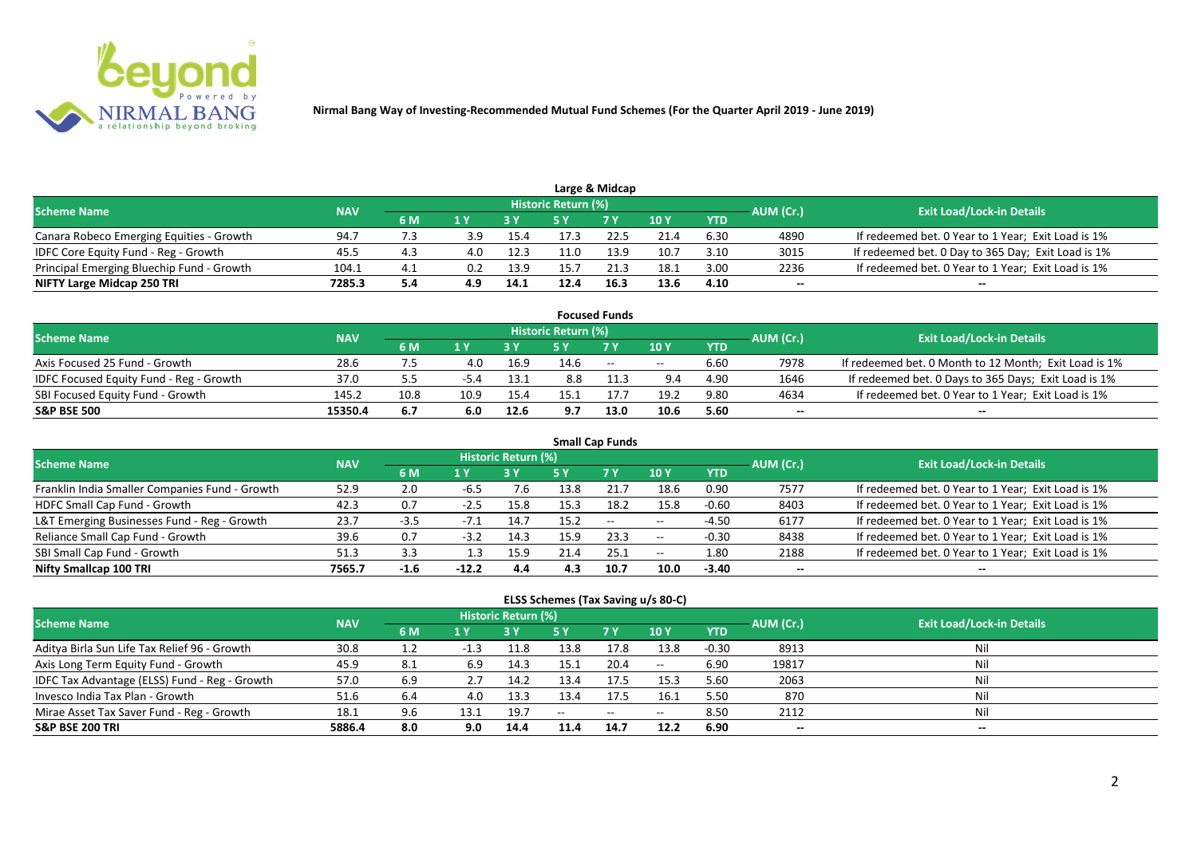**Nirmal Bang Way of Investing-Recommended Mutual Fund Schemes (For the Quarter April 2019 - June 2019)**

## Large & Midcap

| Scheme Name | NAV | Historic Return (%) | | | | | | | AUM (Cr.) | Exit Load/Lock-in Details |
|---|---|---|---|---|---|---|---|---|---|---|
| | | 6 M | 1 Y | 3 Y | 5 Y | 7 Y | 10 Y | YTD | | |
| Canara Robeco Emerging Equities - Growth | 94.7 | 7.3 | 3.9 | 15.4 | 17.3 | 22.5 | 21.4 | 6.30 | 4890 | If redeemed bet. 0 Year to 1 Year; Exit Load is 1% |
| IDFC Core Equity Fund - Reg - Growth | 45.5 | 4.3 | 4.0 | 12.3 | 11.0 | 13.9 | 10.7 | 3.10 | 3015 | If redeemed bet. 0 Day to 365 Day; Exit Load is 1% |
| Principal Emerging Bluechip Fund - Growth | 104.1 | 4.1 | 0.2 | 13.9 | 15.7 | 21.3 | 18.1 | 3.00 | 2236 | If redeemed bet. 0 Year to 1 Year; Exit Load is 1% |
| **NIFTY Large Midcap 250 TRI** | **7285.3** | **5.4** | **4.9** | **14.1** | **12.4** | **16.3** | **13.6** | **4.10** | **--** | **--** |

## Focused Funds

| Scheme Name | NAV | Historic Return (%) | | | | | | | AUM (Cr.) | Exit Load/Lock-in Details |
|---|---|---|---|---|---|---|---|---|---|---|
| | | 6 M | 1 Y | 3 Y | 5 Y | 7 Y | 10 Y | YTD | | |
| Axis Focused 25 Fund - Growth | 28.6 | 7.5 | 4.0 | 16.9 | 14.6 | -- | -- | 6.60 | 7978 | If redeemed bet. 0 Month to 12 Month; Exit Load is 1% |
| IDFC Focused Equity Fund - Reg - Growth | 37.0 | 5.5 | -5.4 | 13.1 | 8.8 | 11.3 | 9.4 | 4.90 | 1646 | If redeemed bet. 0 Days to 365 Days; Exit Load is 1% |
| SBI Focused Equity Fund - Growth | 145.2 | 10.8 | 10.9 | 15.4 | 15.1 | 17.7 | 19.2 | 9.80 | 4634 | If redeemed bet. 0 Year to 1 Year; Exit Load is 1% |
| **S&P BSE 500** | **15350.4** | **6.7** | **6.0** | **12.6** | **9.7** | **13.0** | **10.6** | **5.60** | **--** | **--** |

## Small Cap Funds

| Scheme Name | NAV | Historic Return (%) | | | | | | | AUM (Cr.) | Exit Load/Lock-in Details |
|---|---|---|---|---|---|---|---|---|---|---|
| | | 6 M | 1 Y | 3 Y | 5 Y | 7 Y | 10 Y | YTD | | |
| Franklin India Smaller Companies Fund - Growth | 52.9 | 2.0 | -6.5 | 7.6 | 13.8 | 21.7 | 18.6 | 0.90 | 7577 | If redeemed bet. 0 Year to 1 Year; Exit Load is 1% |
| HDFC Small Cap Fund - Growth | 42.3 | 0.7 | -2.5 | 15.8 | 15.3 | 18.2 | 15.8 | -0.60 | 8403 | If redeemed bet. 0 Year to 1 Year; Exit Load is 1% |
| L&T Emerging Businesses Fund - Reg - Growth | 23.7 | -3.5 | -7.1 | 14.7 | 15.2 | -- | -- | -4.50 | 6177 | If redeemed bet. 0 Year to 1 Year; Exit Load is 1% |
| Reliance Small Cap Fund - Growth | 39.6 | 0.7 | -3.2 | 14.3 | 15.9 | 23.3 | -- | -0.30 | 8438 | If redeemed bet. 0 Year to 1 Year; Exit Load is 1% |
| SBI Small Cap Fund - Growth | 51.3 | 3.3 | 1.3 | 15.9 | 21.4 | 25.1 | -- | 1.80 | 2188 | If redeemed bet. 0 Year to 1 Year; Exit Load is 1% |
| **Nifty Smallcap 100 TRI** | **7565.7** | **-1.6** | **-12.2** | **4.4** | **4.3** | **10.7** | **10.0** | **-3.40** | **--** | **--** |

## ELSS Schemes (Tax Saving u/s 80-C)

| Scheme Name | NAV | Historic Return (%) | | | | | | | AUM (Cr.) | Exit Load/Lock-in Details |
|---|---|---|---|---|---|---|---|---|---|---|
| | | 6 M | 1 Y | 3 Y | 5 Y | 7 Y | 10 Y | YTD | | |
| Aditya Birla Sun Life Tax Relief 96 - Growth | 30.8 | 1.2 | -1.3 | 11.8 | 13.8 | 17.8 | 13.8 | -0.30 | 8913 | Nil |
| Axis Long Term Equity Fund - Growth | 45.9 | 8.1 | 6.9 | 14.3 | 15.1 | 20.4 | -- | 6.90 | 19817 | Nil |
| IDFC Tax Advantage (ELSS) Fund - Reg - Growth | 57.0 | 6.9 | 2.7 | 14.2 | 13.4 | 17.5 | 15.3 | 5.60 | 2063 | Nil |
| Invesco India Tax Plan - Growth | 51.6 | 6.4 | 4.0 | 13.3 | 13.4 | 17.5 | 16.1 | 5.50 | 870 | Nil |
| Mirae Asset Tax Saver Fund - Reg - Growth | 18.1 | 9.6 | 13.1 | 19.7 | -- | -- | -- | 8.50 | 2112 | Nil |
| **S&P BSE 200 TRI** | **5886.4** | **8.0** | **9.0** | **14.4** | **11.4** | **14.7** | **12.2** | **6.90** | **--** | **--** |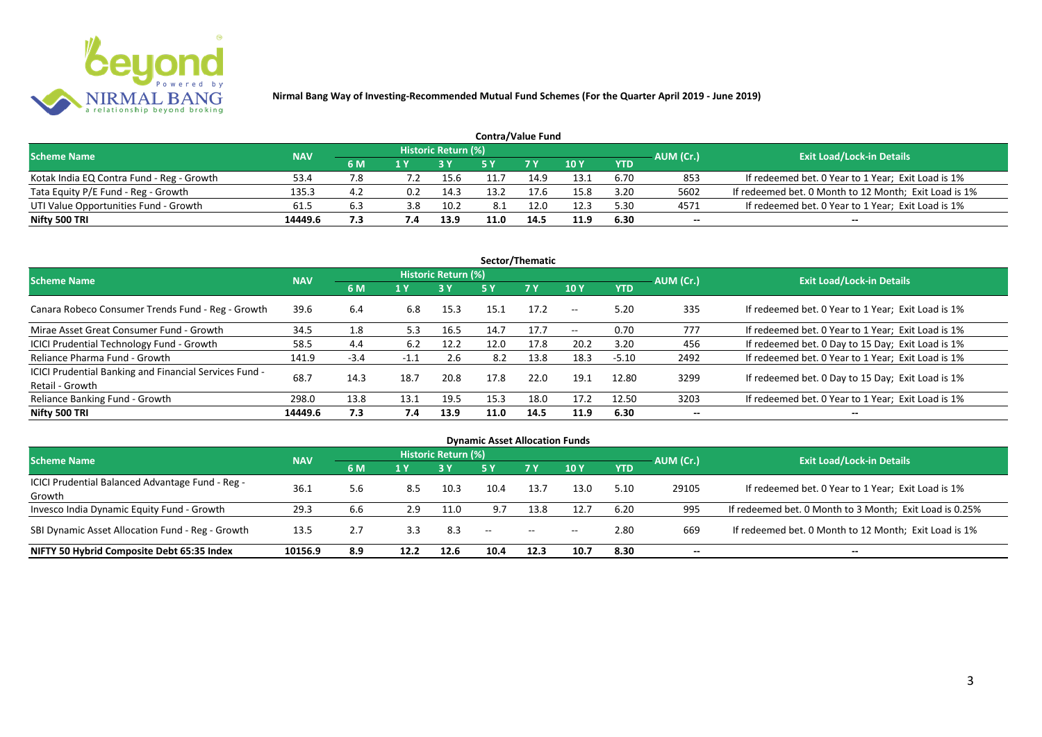**Nirmal Bang Way of Investing-Recommended Mutual Fund Schemes (For the Quarter April 2019 - June 2019)**

### Contra/Value Fund

| Scheme Name | NAV | Historic Return (%) | | | | | | | AUM (Cr.) | Exit Load/Lock-in Details |
|---|---|---|---|---|---|---|---|---|---|---|
| | | 6 M | 1 Y | 3 Y | 5 Y | 7 Y | 10 Y | YTD | | |
| Kotak India EQ Contra Fund - Reg - Growth | 53.4 | 7.8 | 7.2 | 15.6 | 11.7 | 14.9 | 13.1 | 6.70 | 853 | If redeemed bet. 0 Year to 1 Year; Exit Load is 1% |
| Tata Equity P/E Fund - Reg - Growth | 135.3 | 4.2 | 0.2 | 14.3 | 13.2 | 17.6 | 15.8 | 3.20 | 5602 | If redeemed bet. 0 Month to 12 Month; Exit Load is 1% |
| UTI Value Opportunities Fund - Growth | 61.5 | 6.3 | 3.8 | 10.2 | 8.1 | 12.0 | 12.3 | 5.30 | 4571 | If redeemed bet. 0 Year to 1 Year; Exit Load is 1% |
| **Nifty 500 TRI** | **14449.6** | **7.3** | **7.4** | **13.9** | **11.0** | **14.5** | **11.9** | **6.30** | **--** | **--** |

### Sector/Thematic

| Scheme Name | NAV | Historic Return (%) | | | | | | | AUM (Cr.) | Exit Load/Lock-in Details |
|---|---|---|---|---|---|---|---|---|---|---|
| | | 6 M | 1 Y | 3 Y | 5 Y | 7 Y | 10 Y | YTD | | |
| Canara Robeco Consumer Trends Fund - Reg - Growth | 39.6 | 6.4 | 6.8 | 15.3 | 15.1 | 17.2 | -- | 5.20 | 335 | If redeemed bet. 0 Year to 1 Year; Exit Load is 1% |
| Mirae Asset Great Consumer Fund - Growth | 34.5 | 1.8 | 5.3 | 16.5 | 14.7 | 17.7 | -- | 0.70 | 777 | If redeemed bet. 0 Year to 1 Year; Exit Load is 1% |
| ICICI Prudential Technology Fund - Growth | 58.5 | 4.4 | 6.2 | 12.2 | 12.0 | 17.8 | 20.2 | 3.20 | 456 | If redeemed bet. 0 Day to 15 Day; Exit Load is 1% |
| Reliance Pharma Fund - Growth | 141.9 | -3.4 | -1.1 | 2.6 | 8.2 | 13.8 | 18.3 | -5.10 | 2492 | If redeemed bet. 0 Year to 1 Year; Exit Load is 1% |
| ICICI Prudential Banking and Financial Services Fund - Retail - Growth | 68.7 | 14.3 | 18.7 | 20.8 | 17.8 | 22.0 | 19.1 | 12.80 | 3299 | If redeemed bet. 0 Day to 15 Day; Exit Load is 1% |
| Reliance Banking Fund - Growth | 298.0 | 13.8 | 13.1 | 19.5 | 15.3 | 18.0 | 17.2 | 12.50 | 3203 | If redeemed bet. 0 Year to 1 Year; Exit Load is 1% |
| **Nifty 500 TRI** | **14449.6** | **7.3** | **7.4** | **13.9** | **11.0** | **14.5** | **11.9** | **6.30** | **--** | **--** |

### Dynamic Asset Allocation Funds

| Scheme Name | NAV | Historic Return (%) | | | | | | | AUM (Cr.) | Exit Load/Lock-in Details |
|---|---|---|---|---|---|---|---|---|---|---|
| | | 6 M | 1 Y | 3 Y | 5 Y | 7 Y | 10 Y | YTD | | |
| ICICI Prudential Balanced Advantage Fund - Reg - Growth | 36.1 | 5.6 | 8.5 | 10.3 | 10.4 | 13.7 | 13.0 | 5.10 | 29105 | If redeemed bet. 0 Year to 1 Year; Exit Load is 1% |
| Invesco India Dynamic Equity Fund - Growth | 29.3 | 6.6 | 2.9 | 11.0 | 9.7 | 13.8 | 12.7 | 6.20 | 995 | If redeemed bet. 0 Month to 3 Month; Exit Load is 0.25% |
| SBI Dynamic Asset Allocation Fund - Reg - Growth | 13.5 | 2.7 | 3.3 | 8.3 | -- | -- | -- | 2.80 | 669 | If redeemed bet. 0 Month to 12 Month; Exit Load is 1% |
| **NIFTY 50 Hybrid Composite Debt 65:35 Index** | **10156.9** | **8.9** | **12.2** | **12.6** | **10.4** | **12.3** | **10.7** | **8.30** | **--** | **--** |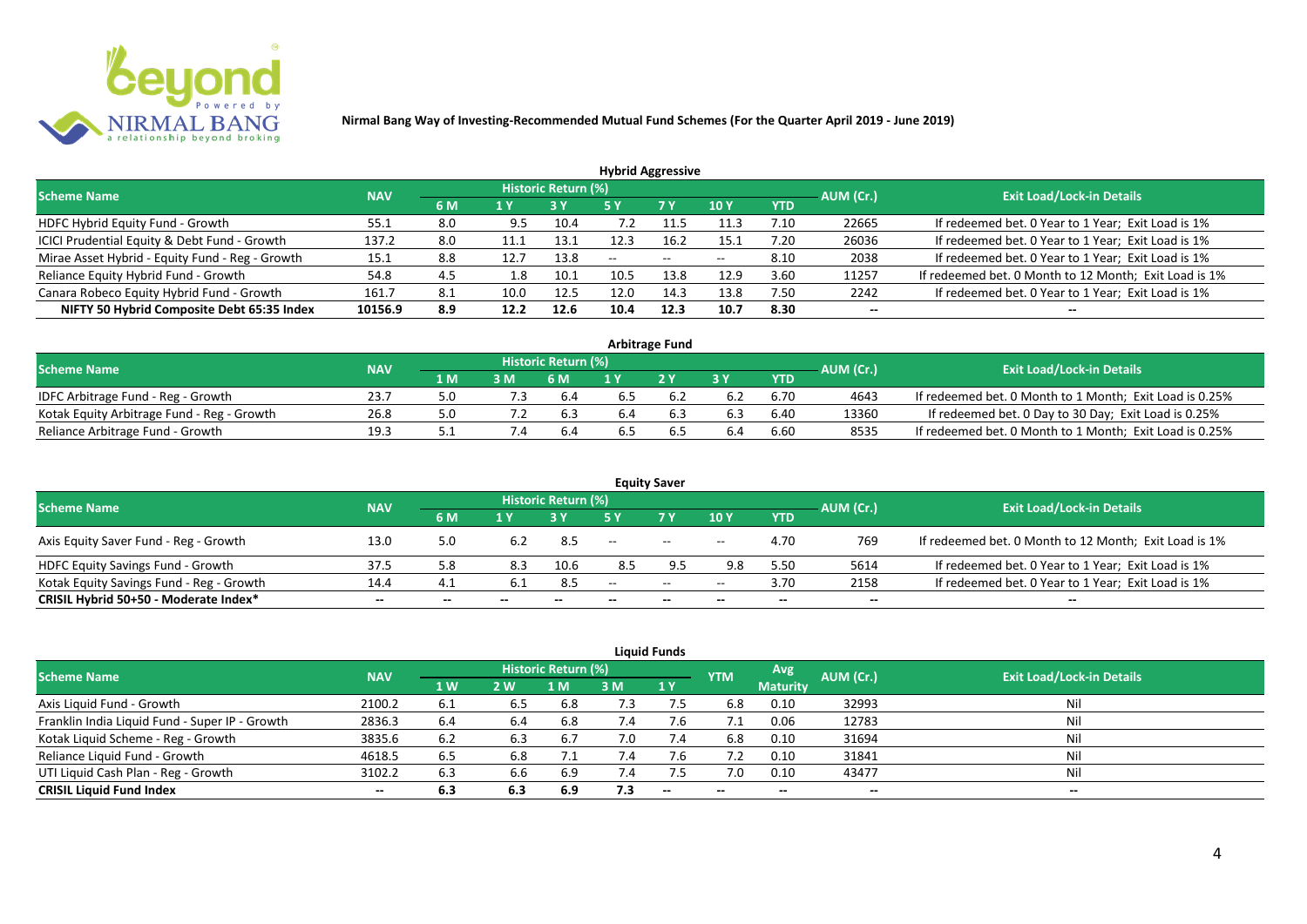# Nirmal Bang Way of Investing-Recommended Mutual Fund Schemes (For the Quarter April 2019 - June 2019)

## Hybrid Aggressive

| Scheme Name | NAV | Historic Return (%) | | | | | | | AUM (Cr.) | Exit Load/Lock-in Details |
|---|---|---|---|---|---|---|---|---|---|---|
| | | 6 M | 1 Y | 3 Y | 5 Y | 7 Y | 10 Y | YTD | | |
| HDFC Hybrid Equity Fund - Growth | 55.1 | 8.0 | 9.5 | 10.4 | 7.2 | 11.5 | 11.3 | 7.10 | 22665 | If redeemed bet. 0 Year to 1 Year; Exit Load is 1% |
| ICICI Prudential Equity & Debt Fund - Growth | 137.2 | 8.0 | 11.1 | 13.1 | 12.3 | 16.2 | 15.1 | 7.20 | 26036 | If redeemed bet. 0 Year to 1 Year; Exit Load is 1% |
| Mirae Asset Hybrid - Equity Fund - Reg - Growth | 15.1 | 8.8 | 12.7 | 13.8 | -- | -- | -- | 8.10 | 2038 | If redeemed bet. 0 Year to 1 Year; Exit Load is 1% |
| Reliance Equity Hybrid Fund - Growth | 54.8 | 4.5 | 1.8 | 10.1 | 10.5 | 13.8 | 12.9 | 3.60 | 11257 | If redeemed bet. 0 Month to 12 Month; Exit Load is 1% |
| Canara Robeco Equity Hybrid Fund - Growth | 161.7 | 8.1 | 10.0 | 12.5 | 12.0 | 14.3 | 13.8 | 7.50 | 2242 | If redeemed bet. 0 Year to 1 Year; Exit Load is 1% |
| **NIFTY 50 Hybrid Composite Debt 65:35 Index** | **10156.9** | **8.9** | **12.2** | **12.6** | **10.4** | **12.3** | **10.7** | **8.30** | **--** | **--** |

## Arbitrage Fund

| Scheme Name | NAV | Historic Return (%) | | | | | | | AUM (Cr.) | Exit Load/Lock-in Details |
|---|---|---|---|---|---|---|---|---|---|---|
| | | 1 M | 3 M | 6 M | 1 Y | 2 Y | 3 Y | YTD | | |
| IDFC Arbitrage Fund - Reg - Growth | 23.7 | 5.0 | 7.3 | 6.4 | 6.5 | 6.2 | 6.2 | 6.70 | 4643 | If redeemed bet. 0 Month to 1 Month; Exit Load is 0.25% |
| Kotak Equity Arbitrage Fund - Reg - Growth | 26.8 | 5.0 | 7.2 | 6.3 | 6.4 | 6.3 | 6.3 | 6.40 | 13360 | If redeemed bet. 0 Day to 30 Day; Exit Load is 0.25% |
| Reliance Arbitrage Fund - Growth | 19.3 | 5.1 | 7.4 | 6.4 | 6.5 | 6.5 | 6.4 | 6.60 | 8535 | If redeemed bet. 0 Month to 1 Month; Exit Load is 0.25% |

## Equity Saver

| Scheme Name | NAV | Historic Return (%) | | | | | | | AUM (Cr.) | Exit Load/Lock-in Details |
|---|---|---|---|---|---|---|---|---|---|---|
| | | 6 M | 1 Y | 3 Y | 5 Y | 7 Y | 10 Y | YTD | | |
| Axis Equity Saver Fund - Reg - Growth | 13.0 | 5.0 | 6.2 | 8.5 | -- | -- | -- | 4.70 | 769 | If redeemed bet. 0 Month to 12 Month; Exit Load is 1% |
| HDFC Equity Savings Fund - Growth | 37.5 | 5.8 | 8.3 | 10.6 | 8.5 | 9.5 | 9.8 | 5.50 | 5614 | If redeemed bet. 0 Year to 1 Year; Exit Load is 1% |
| Kotak Equity Savings Fund - Reg - Growth | 14.4 | 4.1 | 6.1 | 8.5 | -- | -- | -- | 3.70 | 2158 | If redeemed bet. 0 Year to 1 Year; Exit Load is 1% |
| **CRISIL Hybrid 50+50 - Moderate Index*** | **--** | **--** | **--** | **--** | **--** | **--** | **--** | **--** | **--** | **--** |

## Liquid Funds

| Scheme Name | NAV | Historic Return (%) | | | | | YTM | Avg Maturity | AUM (Cr.) | Exit Load/Lock-in Details |
|---|---|---|---|---|---|---|---|---|---|---|
| | | 1 W | 2 W | 1 M | 3 M | 1 Y | | | | |
| Axis Liquid Fund - Growth | 2100.2 | 6.1 | 6.5 | 6.8 | 7.3 | 7.5 | 6.8 | 0.10 | 32993 | Nil |
| Franklin India Liquid Fund - Super IP - Growth | 2836.3 | 6.4 | 6.4 | 6.8 | 7.4 | 7.6 | 7.1 | 0.06 | 12783 | Nil |
| Kotak Liquid Scheme - Reg - Growth | 3835.6 | 6.2 | 6.3 | 6.7 | 7.0 | 7.4 | 6.8 | 0.10 | 31694 | Nil |
| Reliance Liquid Fund - Growth | 4618.5 | 6.5 | 6.8 | 7.1 | 7.4 | 7.6 | 7.2 | 0.10 | 31841 | Nil |
| UTI Liquid Cash Plan - Reg - Growth | 3102.2 | 6.3 | 6.6 | 6.9 | 7.4 | 7.5 | 7.0 | 0.10 | 43477 | Nil |
| **CRISIL Liquid Fund Index** | **--** | **6.3** | **6.3** | **6.9** | **7.3** | **--** | **--** | **--** | **--** | **--** |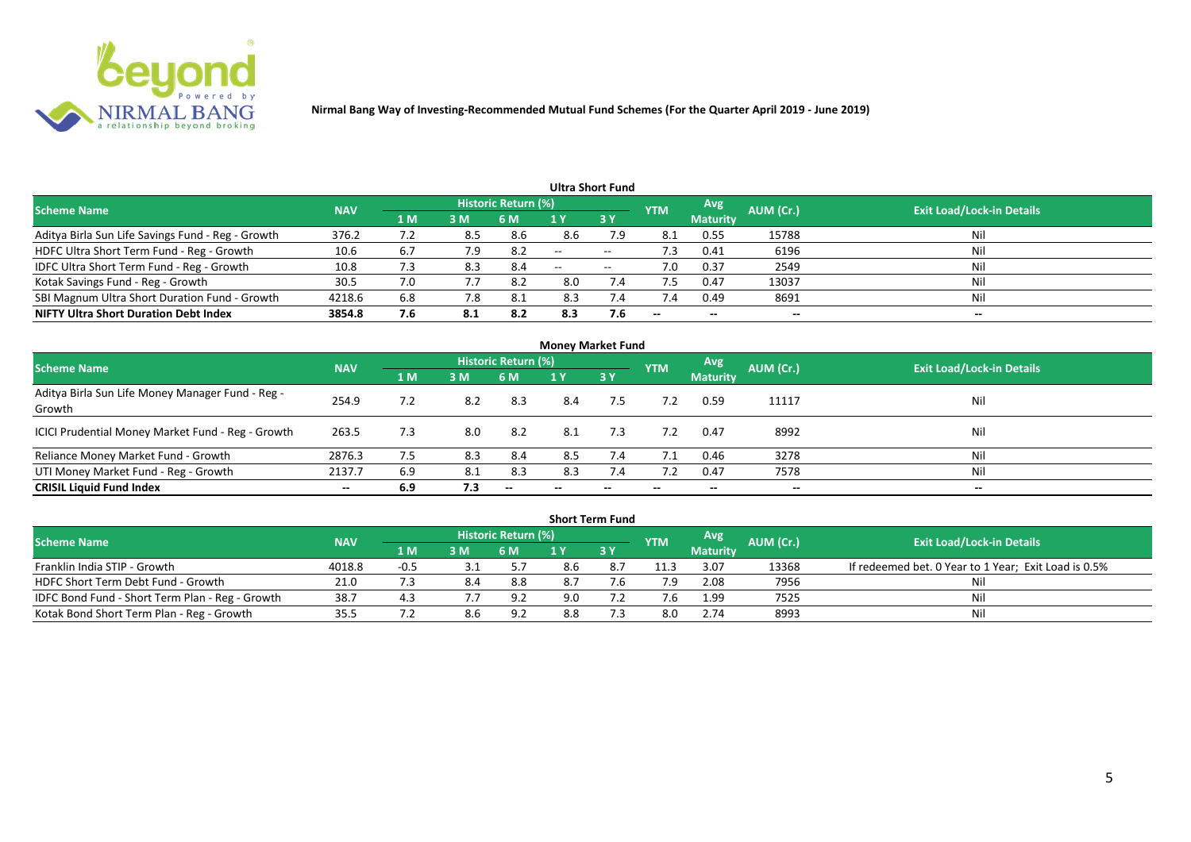**Nirmal Bang Way of Investing-Recommended Mutual Fund Schemes (For the Quarter April 2019 - June 2019)**

### Ultra Short Fund

| Scheme Name | NAV | Historic Return (%) | | | | | YTM | Avg Maturity | AUM (Cr.) | Exit Load/Lock-in Details |
|---|---|---|---|---|---|---|---|---|---|---|
| | | 1 M | 3 M | 6 M | 1 Y | 3 Y | | | | |
| Aditya Birla Sun Life Savings Fund - Reg - Growth | 376.2 | 7.2 | 8.5 | 8.6 | 8.6 | 7.9 | 8.1 | 0.55 | 15788 | Nil |
| HDFC Ultra Short Term Fund - Reg - Growth | 10.6 | 6.7 | 7.9 | 8.2 | -- | -- | 7.3 | 0.41 | 6196 | Nil |
| IDFC Ultra Short Term Fund - Reg - Growth | 10.8 | 7.3 | 8.3 | 8.4 | -- | -- | 7.0 | 0.37 | 2549 | Nil |
| Kotak Savings Fund - Reg - Growth | 30.5 | 7.0 | 7.7 | 8.2 | 8.0 | 7.4 | 7.5 | 0.47 | 13037 | Nil |
| SBI Magnum Ultra Short Duration Fund - Growth | 4218.6 | 6.8 | 7.8 | 8.1 | 8.3 | 7.4 | 7.4 | 0.49 | 8691 | Nil |
| **NIFTY Ultra Short Duration Debt Index** | **3854.8** | **7.6** | **8.1** | **8.2** | **8.3** | **7.6** | -- | -- | -- | -- |

### Money Market Fund

| Scheme Name | NAV | Historic Return (%) | | | | | YTM | Avg Maturity | AUM (Cr.) | Exit Load/Lock-in Details |
|---|---|---|---|---|---|---|---|---|---|---|
| | | 1 M | 3 M | 6 M | 1 Y | 3 Y | | | | |
| Aditya Birla Sun Life Money Manager Fund - Reg - Growth | 254.9 | 7.2 | 8.2 | 8.3 | 8.4 | 7.5 | 7.2 | 0.59 | 11117 | Nil |
| ICICI Prudential Money Market Fund - Reg - Growth | 263.5 | 7.3 | 8.0 | 8.2 | 8.1 | 7.3 | 7.2 | 0.47 | 8992 | Nil |
| Reliance Money Market Fund - Growth | 2876.3 | 7.5 | 8.3 | 8.4 | 8.5 | 7.4 | 7.1 | 0.46 | 3278 | Nil |
| UTI Money Market Fund - Reg - Growth | 2137.7 | 6.9 | 8.1 | 8.3 | 8.3 | 7.4 | 7.2 | 0.47 | 7578 | Nil |
| **CRISIL Liquid Fund Index** | -- | **6.9** | **7.3** | -- | -- | -- | -- | -- | -- | -- |

### Short Term Fund

| Scheme Name | NAV | Historic Return (%) | | | | | YTM | Avg Maturity | AUM (Cr.) | Exit Load/Lock-in Details |
|---|---|---|---|---|---|---|---|---|---|---|
| | | 1 M | 3 M | 6 M | 1 Y | 3 Y | | | | |
| Franklin India STIP - Growth | 4018.8 | -0.5 | 3.1 | 5.7 | 8.6 | 8.7 | 11.3 | 3.07 | 13368 | If redeemed bet. 0 Year to 1 Year; Exit Load is 0.5% |
| HDFC Short Term Debt Fund - Growth | 21.0 | 7.3 | 8.4 | 8.8 | 8.7 | 7.6 | 7.9 | 2.08 | 7956 | Nil |
| IDFC Bond Fund - Short Term Plan - Reg - Growth | 38.7 | 4.3 | 7.7 | 9.2 | 9.0 | 7.2 | 7.6 | 1.99 | 7525 | Nil |
| Kotak Bond Short Term Plan - Reg - Growth | 35.5 | 7.2 | 8.6 | 9.2 | 8.8 | 7.3 | 8.0 | 2.74 | 8993 | Nil |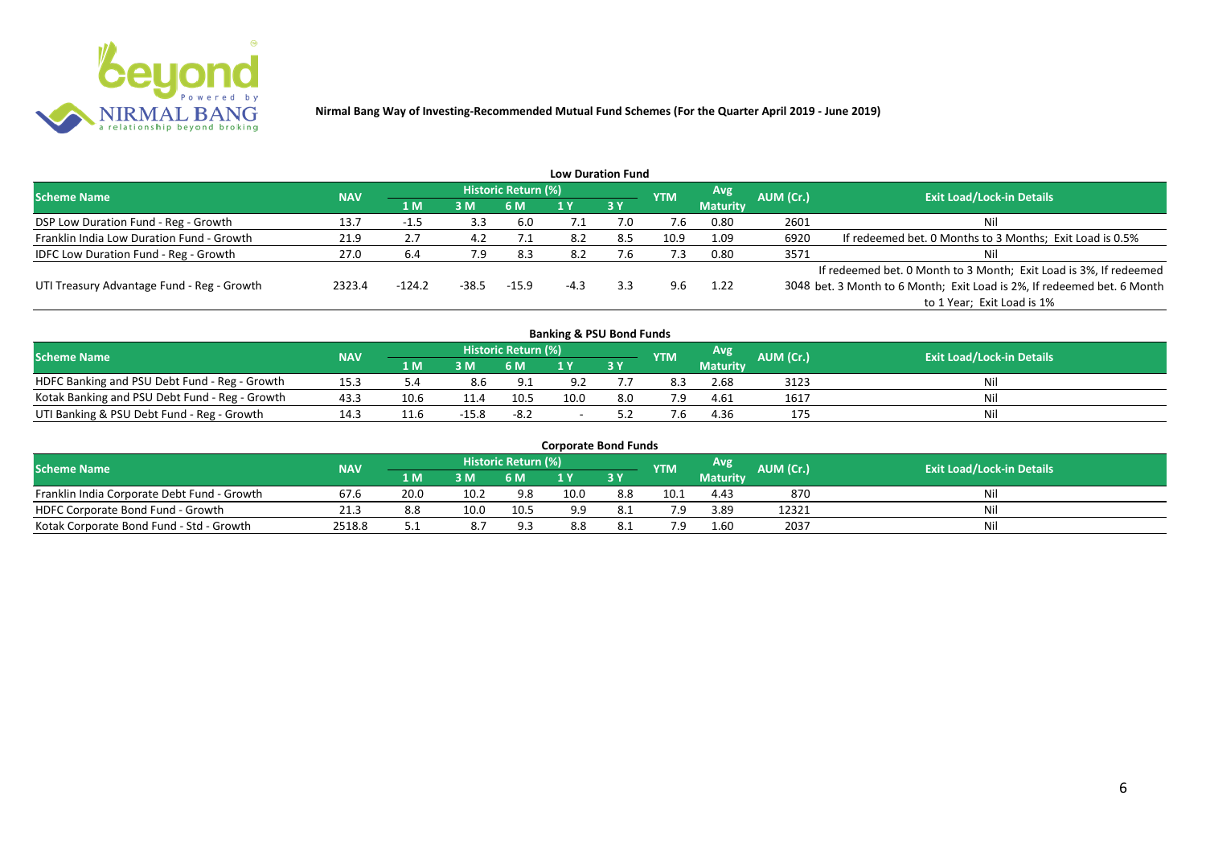**Nirmal Bang Way of Investing-Recommended Mutual Fund Schemes (For the Quarter April 2019 - June 2019)**

## Low Duration Fund

| Scheme Name | NAV | Historic Return (%) | | | | | YTM | Avg Maturity | AUM (Cr.) | Exit Load/Lock-in Details |
|---|---|---|---|---|---|---|---|---|---|---|
| | | 1 M | 3 M | 6 M | 1 Y | 3 Y | | | | |
| DSP Low Duration Fund - Reg - Growth | 13.7 | -1.5 | 3.3 | 6.0 | 7.1 | 7.0 | 7.6 | 0.80 | 2601 | Nil |
| Franklin India Low Duration Fund - Growth | 21.9 | 2.7 | 4.2 | 7.1 | 8.2 | 8.5 | 10.9 | 1.09 | 6920 | If redeemed bet. 0 Months to 3 Months; Exit Load is 0.5% |
| IDFC Low Duration Fund - Reg - Growth | 27.0 | 6.4 | 7.9 | 8.3 | 8.2 | 7.6 | 7.3 | 0.80 | 3571 | Nil |
| UTI Treasury Advantage Fund - Reg - Growth | 2323.4 | -124.2 | -38.5 | -15.9 | -4.3 | 3.3 | 9.6 | 1.22 | 3048 | If redeemed bet. 0 Month to 3 Month; Exit Load is 3%, If redeemed bet. 3 Month to 6 Month; Exit Load is 2%, If redeemed bet. 6 Month to 1 Year; Exit Load is 1% |

## Banking & PSU Bond Funds

| Scheme Name | NAV | Historic Return (%) | | | | | YTM | Avg Maturity | AUM (Cr.) | Exit Load/Lock-in Details |
|---|---|---|---|---|---|---|---|---|---|---|
| | | 1 M | 3 M | 6 M | 1 Y | 3 Y | | | | |
| HDFC Banking and PSU Debt Fund - Reg - Growth | 15.3 | 5.4 | 8.6 | 9.1 | 9.2 | 7.7 | 8.3 | 2.68 | 3123 | Nil |
| Kotak Banking and PSU Debt Fund - Reg - Growth | 43.3 | 10.6 | 11.4 | 10.5 | 10.0 | 8.0 | 7.9 | 4.61 | 1617 | Nil |
| UTI Banking & PSU Debt Fund - Reg - Growth | 14.3 | 11.6 | -15.8 | -8.2 | - | 5.2 | 7.6 | 4.36 | 175 | Nil |

## Corporate Bond Funds

| Scheme Name | NAV | Historic Return (%) | | | | | YTM | Avg Maturity | AUM (Cr.) | Exit Load/Lock-in Details |
|---|---|---|---|---|---|---|---|---|---|---|
| | | 1 M | 3 M | 6 M | 1 Y | 3 Y | | | | |
| Franklin India Corporate Debt Fund - Growth | 67.6 | 20.0 | 10.2 | 9.8 | 10.0 | 8.8 | 10.1 | 4.43 | 870 | Nil |
| HDFC Corporate Bond Fund - Growth | 21.3 | 8.8 | 10.0 | 10.5 | 9.9 | 8.1 | 7.9 | 3.89 | 12321 | Nil |
| Kotak Corporate Bond Fund - Std - Growth | 2518.8 | 5.1 | 8.7 | 9.3 | 8.8 | 8.1 | 7.9 | 1.60 | 2037 | Nil |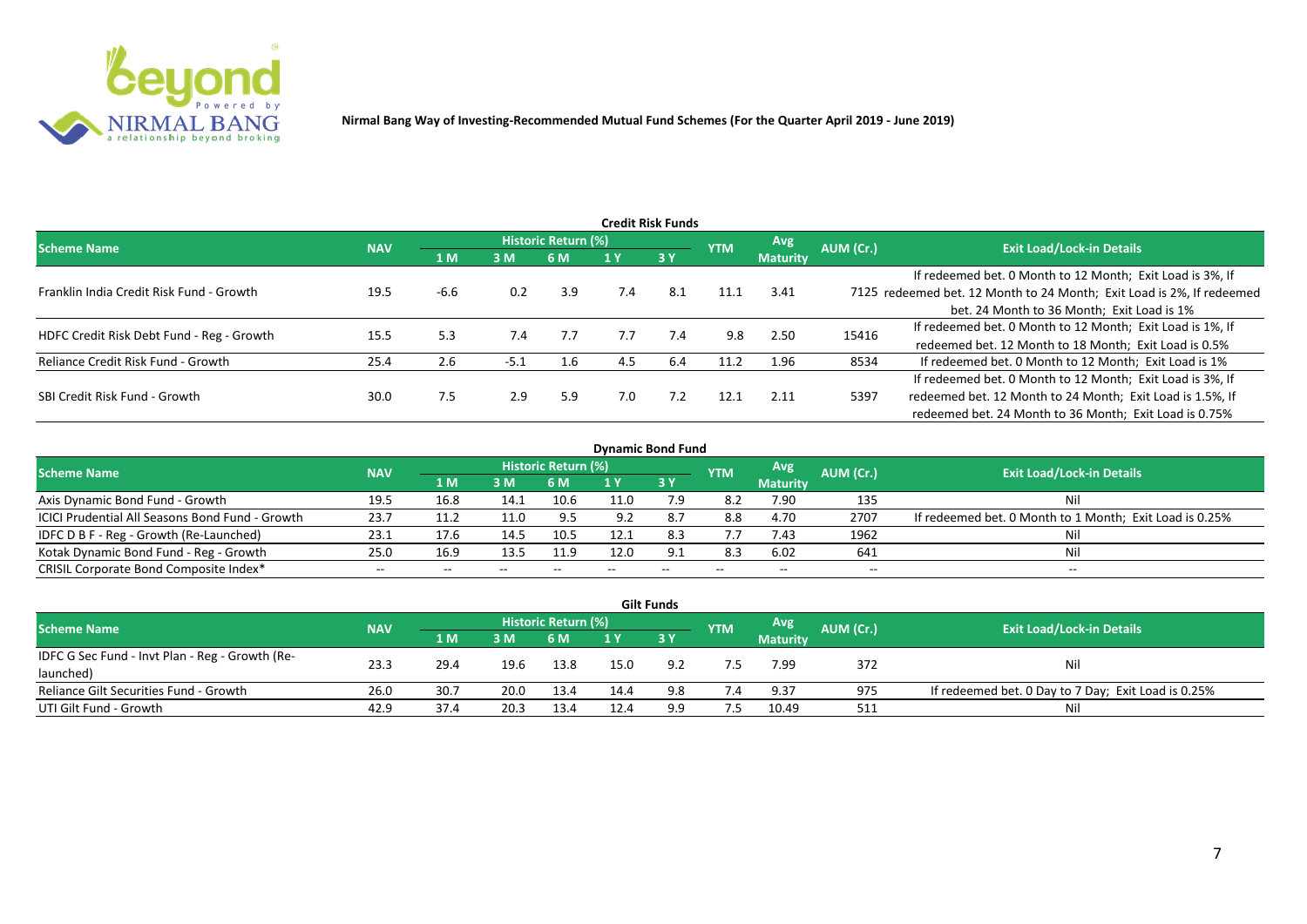**Nirmal Bang Way of Investing-Recommended Mutual Fund Schemes (For the Quarter April 2019 - June 2019)**

## Credit Risk Funds

| Scheme Name | NAV | Historic Return (%) | | | | | YTM | Avg Maturity | AUM (Cr.) | Exit Load/Lock-in Details |
|---|---|---|---|---|---|---|---|---|---|---|
| | | 1 M | 3 M | 6 M | 1 Y | 3 Y | | | | |
| Franklin India Credit Risk Fund - Growth | 19.5 | -6.6 | 0.2 | 3.9 | 7.4 | 8.1 | 11.1 | 3.41 | 7125 | If redeemed bet. 0 Month to 12 Month; Exit Load is 3%, If redeemed bet. 12 Month to 24 Month; Exit Load is 2%, If redeemed bet. 24 Month to 36 Month; Exit Load is 1% |
| HDFC Credit Risk Debt Fund - Reg - Growth | 15.5 | 5.3 | 7.4 | 7.7 | 7.7 | 7.4 | 9.8 | 2.50 | 15416 | If redeemed bet. 0 Month to 12 Month; Exit Load is 1%, If redeemed bet. 12 Month to 18 Month; Exit Load is 0.5% |
| Reliance Credit Risk Fund - Growth | 25.4 | 2.6 | -5.1 | 1.6 | 4.5 | 6.4 | 11.2 | 1.96 | 8534 | If redeemed bet. 0 Month to 12 Month; Exit Load is 1% |
| SBI Credit Risk Fund - Growth | 30.0 | 7.5 | 2.9 | 5.9 | 7.0 | 7.2 | 12.1 | 2.11 | 5397 | If redeemed bet. 0 Month to 12 Month; Exit Load is 3%, If redeemed bet. 12 Month to 24 Month; Exit Load is 1.5%, If redeemed bet. 24 Month to 36 Month; Exit Load is 0.75% |

## Dynamic Bond Fund

| Scheme Name | NAV | Historic Return (%) | | | | | YTM | Avg Maturity | AUM (Cr.) | Exit Load/Lock-in Details |
|---|---|---|---|---|---|---|---|---|---|---|
| | | 1 M | 3 M | 6 M | 1 Y | 3 Y | | | | |
| Axis Dynamic Bond Fund - Growth | 19.5 | 16.8 | 14.1 | 10.6 | 11.0 | 7.9 | 8.2 | 7.90 | 135 | Nil |
| ICICI Prudential All Seasons Bond Fund - Growth | 23.7 | 11.2 | 11.0 | 9.5 | 9.2 | 8.7 | 8.8 | 4.70 | 2707 | If redeemed bet. 0 Month to 1 Month; Exit Load is 0.25% |
| IDFC D B F - Reg - Growth (Re-Launched) | 23.1 | 17.6 | 14.5 | 10.5 | 12.1 | 8.3 | 7.7 | 7.43 | 1962 | Nil |
| Kotak Dynamic Bond Fund - Reg - Growth | 25.0 | 16.9 | 13.5 | 11.9 | 12.0 | 9.1 | 8.3 | 6.02 | 641 | Nil |
| CRISIL Corporate Bond Composite Index* | -- | -- | -- | -- | -- | -- | -- | -- | -- | -- |

## Gilt Funds

| Scheme Name | NAV | Historic Return (%) | | | | | YTM | Avg Maturity | AUM (Cr.) | Exit Load/Lock-in Details |
|---|---|---|---|---|---|---|---|---|---|---|
| | | 1 M | 3 M | 6 M | 1 Y | 3 Y | | | | |
| IDFC G Sec Fund - Invt Plan - Reg - Growth (Re-launched) | 23.3 | 29.4 | 19.6 | 13.8 | 15.0 | 9.2 | 7.5 | 7.99 | 372 | Nil |
| Reliance Gilt Securities Fund - Growth | 26.0 | 30.7 | 20.0 | 13.4 | 14.4 | 9.8 | 7.4 | 9.37 | 975 | If redeemed bet. 0 Day to 7 Day; Exit Load is 0.25% |
| UTI Gilt Fund - Growth | 42.9 | 37.4 | 20.3 | 13.4 | 12.4 | 9.9 | 7.5 | 10.49 | 511 | Nil |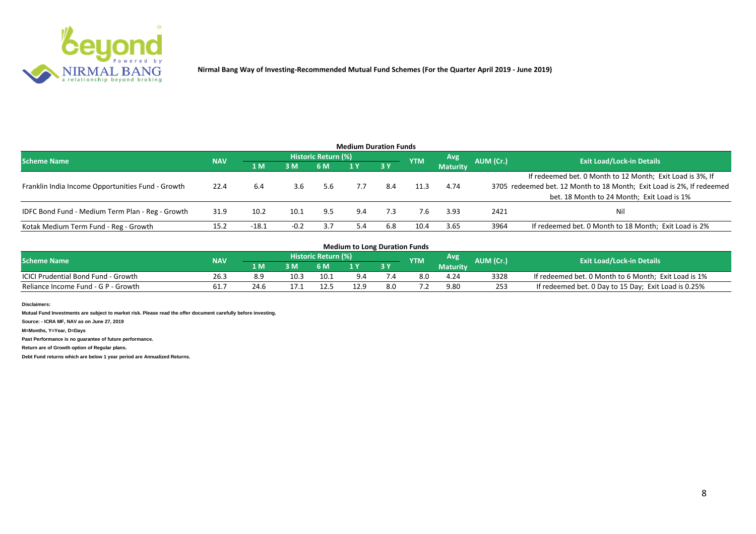Nirmal Bang Way of Investing-Recommended Mutual Fund Schemes (For the Quarter April 2019 - June 2019)

**Medium Duration Funds**

| Scheme Name | NAV | Historic Return (%) | | | | | YTM | Avg Maturity | AUM (Cr.) | Exit Load/Lock-in Details |
|---|---|---|---|---|---|---|---|---|---|---|
| | | 1 M | 3 M | 6 M | 1 Y | 3 Y | | | | |
| Franklin India Income Opportunities Fund - Growth | 22.4 | 6.4 | 3.6 | 5.6 | 7.7 | 8.4 | 11.3 | 4.74 | 3705 | If redeemed bet. 0 Month to 12 Month; Exit Load is 3%, If redeemed bet. 12 Month to 18 Month; Exit Load is 2%, If redeemed bet. 18 Month to 24 Month; Exit Load is 1% |
| IDFC Bond Fund - Medium Term Plan - Reg - Growth | 31.9 | 10.2 | 10.1 | 9.5 | 9.4 | 7.3 | 7.6 | 3.93 | 2421 | Nil |
| Kotak Medium Term Fund - Reg - Growth | 15.2 | -18.1 | -0.2 | 3.7 | 5.4 | 6.8 | 10.4 | 3.65 | 3964 | If redeemed bet. 0 Month to 18 Month; Exit Load is 2% |

**Medium to Long Duration Funds**

| Scheme Name | NAV | Historic Return (%) | | | | | YTM | Avg Maturity | AUM (Cr.) | Exit Load/Lock-in Details |
|---|---|---|---|---|---|---|---|---|---|---|
| | | 1 M | 3 M | 6 M | 1 Y | 3 Y | | | | |
| ICICI Prudential Bond Fund - Growth | 26.3 | 8.9 | 10.3 | 10.1 | 9.4 | 7.4 | 8.0 | 4.24 | 3328 | If redeemed bet. 0 Month to 6 Month; Exit Load is 1% |
| Reliance Income Fund - G P - Growth | 61.7 | 24.6 | 17.1 | 12.5 | 12.9 | 8.0 | 7.2 | 9.80 | 253 | If redeemed bet. 0 Day to 15 Day; Exit Load is 0.25% |

**Disclaimers:**

**Mutual Fund Investments are subject to market risk. Please read the offer document carefully before investing.**

**Source: - ICRA MF, NAV as on June 27, 2019**

**M=Months, Y=Year, D=Days**

**Past Performance is no guarantee of future performance.**

**Return are of Growth option of Regular plans.**

**Debt Fund returns which are below 1 year period are Annualized Returns.**